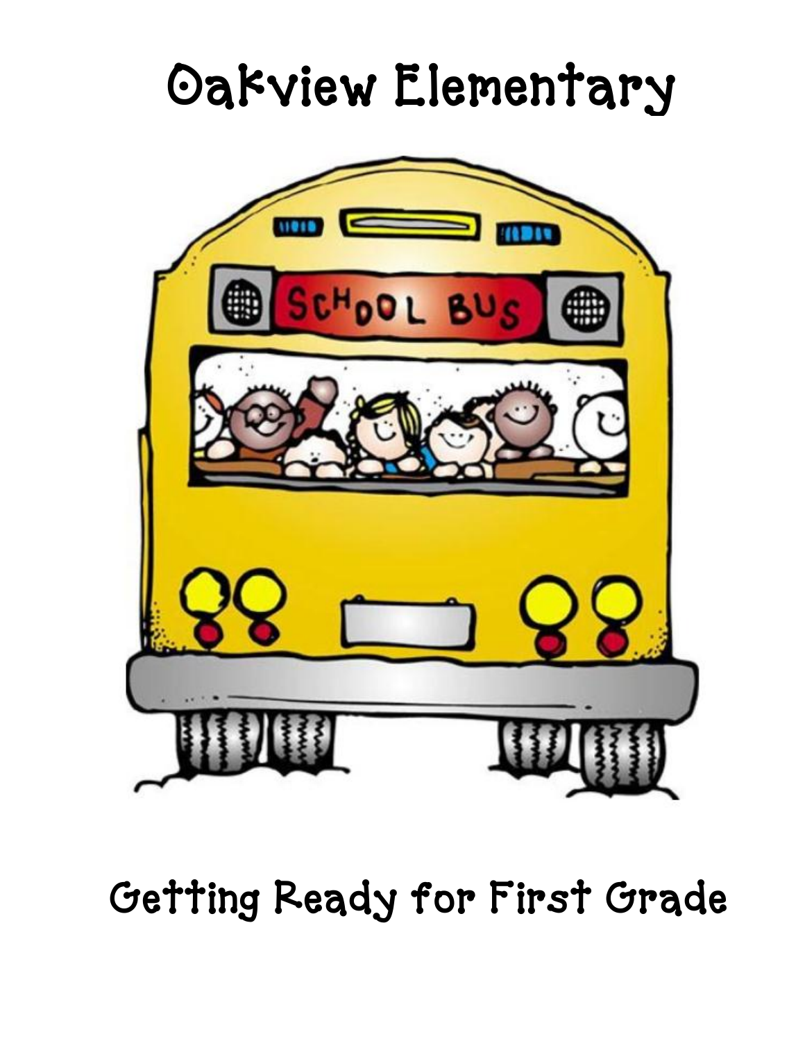# Oakview Elementary

## Getting Ready for First Grade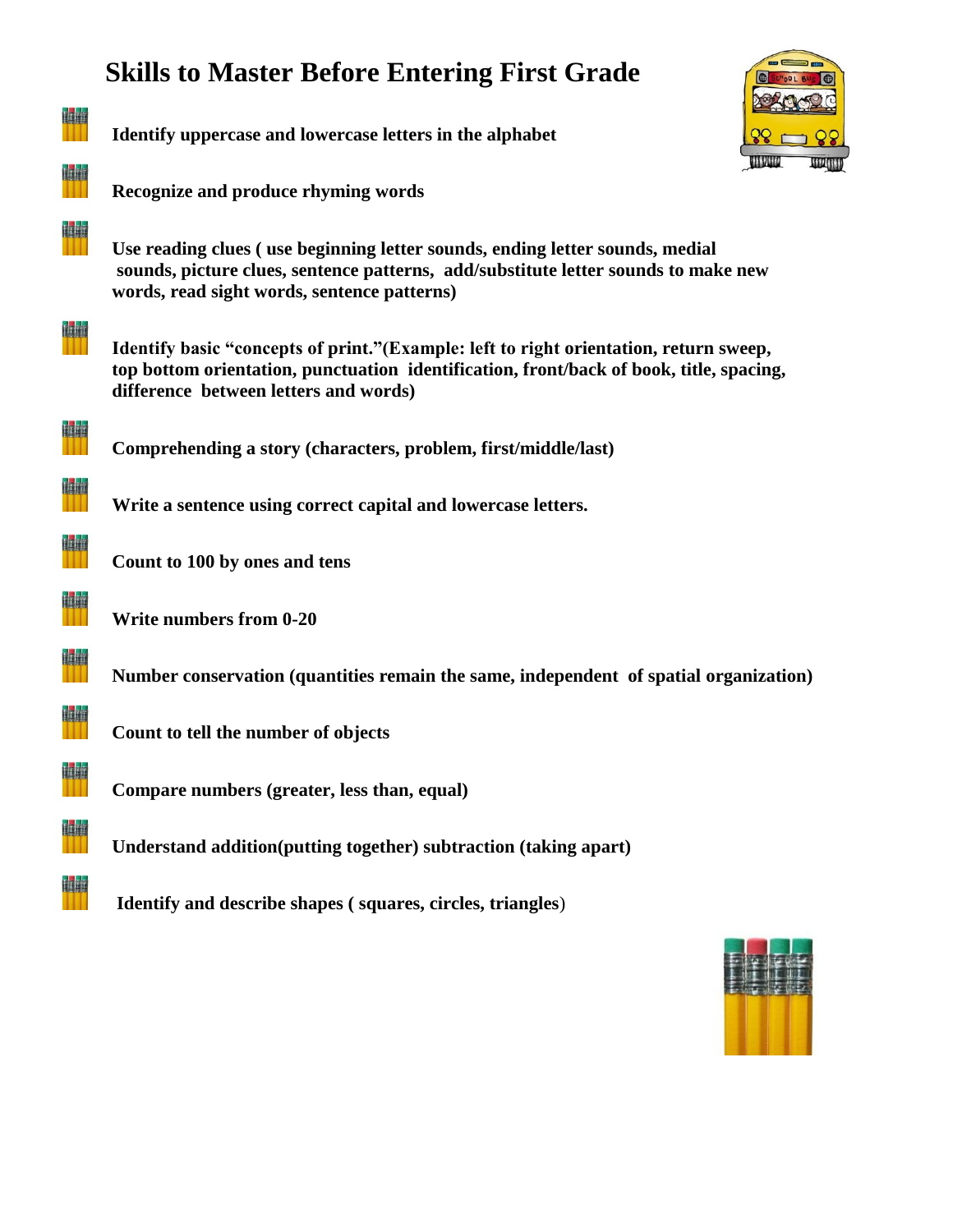# Skills to Master Before Entering First Grade

- **Identify uppercase and lowercase letters in the alphabet**
- **Recognize and produce rhyming words**
- **Use reading clues ( use beginning letter sounds, ending letter sounds, medial sounds, picture clues, sentence patterns, add/substitute letter sounds to make new words, read sight words, sentence patterns)**
- **Identify basic "concepts of print."(Example: left to right orientation, return sweep, top bottom orientation, punctuation identification, front/back of book, title, spacing, difference between letters and words)**
- **Comprehending a story (characters, problem, first/middle/last)**
- **Write a sentence using correct capital and lowercase letters.**
- **Count to 100 by ones and tens**
- **Write numbers from 0-20**
- **Number conservation (quantities remain the same, independent of spatial organization)**
- **Count to tell the number of objects**
- **Compare numbers (greater, less than, equal)**
- **Understand addition(putting together) subtraction (taking apart)**
- **Identify and describe shapes ( squares, circles, triangles)**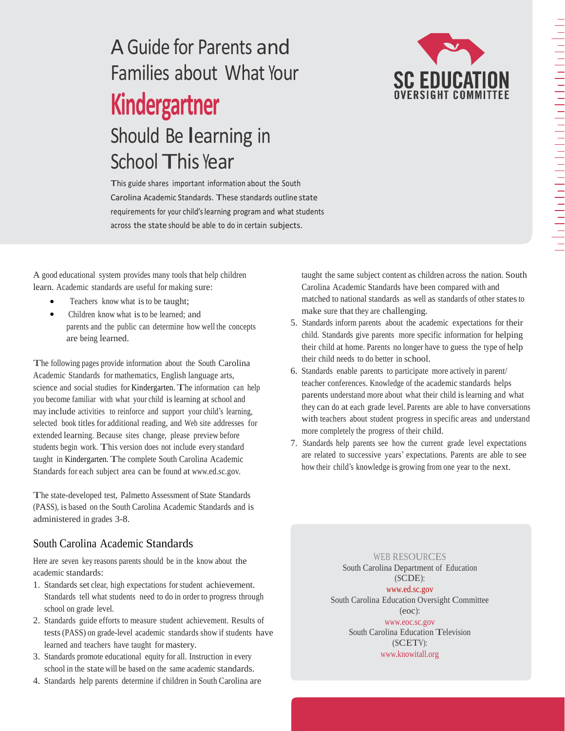# A Guide for Parents and Families about What Your **Kindergartner** Should Be learning in School This Year

SC EDUCATION OVERSIGHT COMMITTEE

This guide shares important information about the South Carolina Academic Standards. These standards outline state requirements for your child's learning program and what students across the state should be able to do in certain subjects.

A good educational system provides many tools that help children learn. Academic standards are useful for making sure:

- Teachers know what is to be taught;
- Children know what is to be learned; and parents and the public can determine how well the concepts are being learned.

The following pages provide information about the South Carolina Academic Standards for mathematics, English language arts, science and social studies for Kindergarten. The information can help you become familiar with what your child is learning at school and may include activities to reinforce and support your child's learning, selected book titles for additional reading, and Web site addresses for extended learning. Because sites change, please preview before students begin work. This version does not include every standard taught in Kindergarten. The complete South Carolina Academic Standards for each subject area can be found at www.ed.sc.gov.

The state-developed test, Palmetto Assessment of State Standards (PASS), is based on the South Carolina Academic Standards and is administered in grades 3-8.

## South Carolina Academic Standards

Here are seven key reasons parents should be in the know about the academic standards:

1. Standards set clear, high expectations for student achievement. Standards tell what students need to do in order to progress through school on grade level.
2. Standards guide efforts to measure student achievement. Results of tests (PASS) on grade-level academic standards show if students have learned and teachers have taught for mastery.
3. Standards promote educational equity for all. Instruction in every school in the state will be based on the same academic standards.
4. Standards help parents determine if children in South Carolina are taught the same subject content as children across the nation. South Carolina Academic Standards have been compared with and matched to national standards as well as standards of other states to make sure that they are challenging.
5. Standards inform parents about the academic expectations for their child. Standards give parents more specific information for helping their child at home. Parents no longer have to guess the type of help their child needs to do better in school.
6. Standards enable parents to participate more actively in parent/ teacher conferences. Knowledge of the academic standards helps parents understand more about what their child is learning and what they can do at each grade level. Parents are able to have conversations with teachers about student progress in specific areas and understand more completely the progress of their child.
7. Standards help parents see how the current grade level expectations are related to successive years' expectations. Parents are able to see how their child's knowledge is growing from one year to the next.

WEB RESOURCES

South Carolina Department of Education (SCDE):
www.ed.sc.gov

South Carolina Education Oversight Committee (eoc):
www.eoc.sc.gov

South Carolina Education Television (SCETV):
www.knowitall.org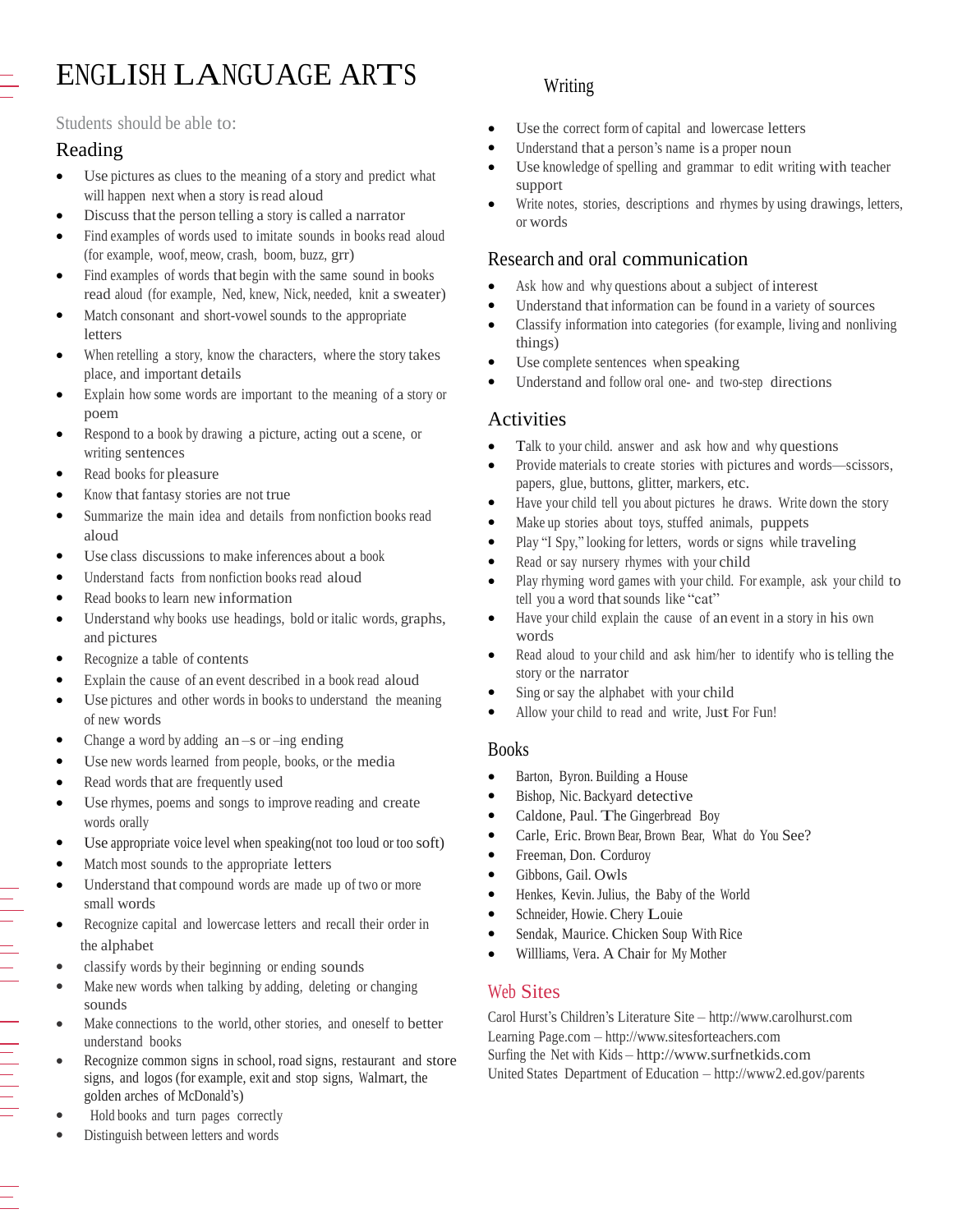# ENGLISH LANGUAGE ARTS

Students should be able to:

## Reading

- Use pictures as clues to the meaning of a story and predict what will happen next when a story is read aloud
- Discuss that the person telling a story is called a narrator
- Find examples of words used to imitate sounds in books read aloud (for example, woof, meow, crash, boom, buzz, grr)
- Find examples of words that begin with the same sound in books read aloud (for example, Ned, knew, Nick, needed, knit a sweater)
- Match consonant and short-vowel sounds to the appropriate letters
- When retelling a story, know the characters, where the story takes place, and important details
- Explain how some words are important to the meaning of a story or poem
- Respond to a book by drawing a picture, acting out a scene, or writing sentences
- Read books for pleasure
- Know that fantasy stories are not true
- Summarize the main idea and details from nonfiction books read aloud
- Use class discussions to make inferences about a book
- Understand facts from nonfiction books read aloud
- Read books to learn new information
- Understand why books use headings, bold or italic words, graphs, and pictures
- Recognize a table of contents
- Explain the cause of an event described in a book read aloud
- Use pictures and other words in books to understand the meaning of new words
- Change a word by adding an –s or –ing ending
- Use new words learned from people, books, or the media
- Read words that are frequently used
- Use rhymes, poems and songs to improve reading and create words orally
- Use appropriate voice level when speaking(not too loud or too soft)
- Match most sounds to the appropriate letters
- Understand that compound words are made up of two or more small words
- Recognize capital and lowercase letters and recall their order in the alphabet
- classify words by their beginning or ending sounds
- Make new words when talking by adding, deleting or changing sounds
- Make connections to the world, other stories, and oneself to better understand books
- Recognize common signs in school, road signs, restaurant and store signs, and logos (for example, exit and stop signs, Walmart, the golden arches of McDonald's)
- Hold books and turn pages correctly
- Distinguish between letters and words

## Writing

- Use the correct form of capital and lowercase letters
- Understand that a person's name is a proper noun
- Use knowledge of spelling and grammar to edit writing with teacher support
- Write notes, stories, descriptions and rhymes by using drawings, letters, or words

## Research and oral communication

- Ask how and why questions about a subject of interest
- Understand that information can be found in a variety of sources
- Classify information into categories (for example, living and nonliving things)
- Use complete sentences when speaking
- Understand and follow oral one- and two-step directions

## Activities

- Talk to your child. answer and ask how and why questions
- Provide materials to create stories with pictures and words—scissors, papers, glue, buttons, glitter, markers, etc.
- Have your child tell you about pictures he draws. Write down the story
- Make up stories about toys, stuffed animals, puppets
- Play "I Spy," looking for letters, words or signs while traveling
- Read or say nursery rhymes with your child
- Play rhyming word games with your child. For example, ask your child to tell you a word that sounds like "cat"
- Have your child explain the cause of an event in a story in his own words
- Read aloud to your child and ask him/her to identify who is telling the story or the narrator
- Sing or say the alphabet with your child
- Allow your child to read and write, Just For Fun!

## Books

- Barton, Byron. Building a House
- Bishop, Nic. Backyard detective
- Caldone, Paul. The Gingerbread Boy
- Carle, Eric. Brown Bear, Brown Bear, What do You See?
- Freeman, Don. Corduroy
- Gibbons, Gail. Owls
- Henkes, Kevin. Julius, the Baby of the World
- Schneider, Howie. Chery Louie
- Sendak, Maurice. Chicken Soup With Rice
- Willliams, Vera. A Chair for My Mother

## Web Sites

Carol Hurst's Children's Literature Site – http://www.carolhurst.com
Learning Page.com – http://www.sitesforteachers.com
Surfing the Net with Kids – http://www.surfnetkids.com
United States Department of Education – http://www2.ed.gov/parents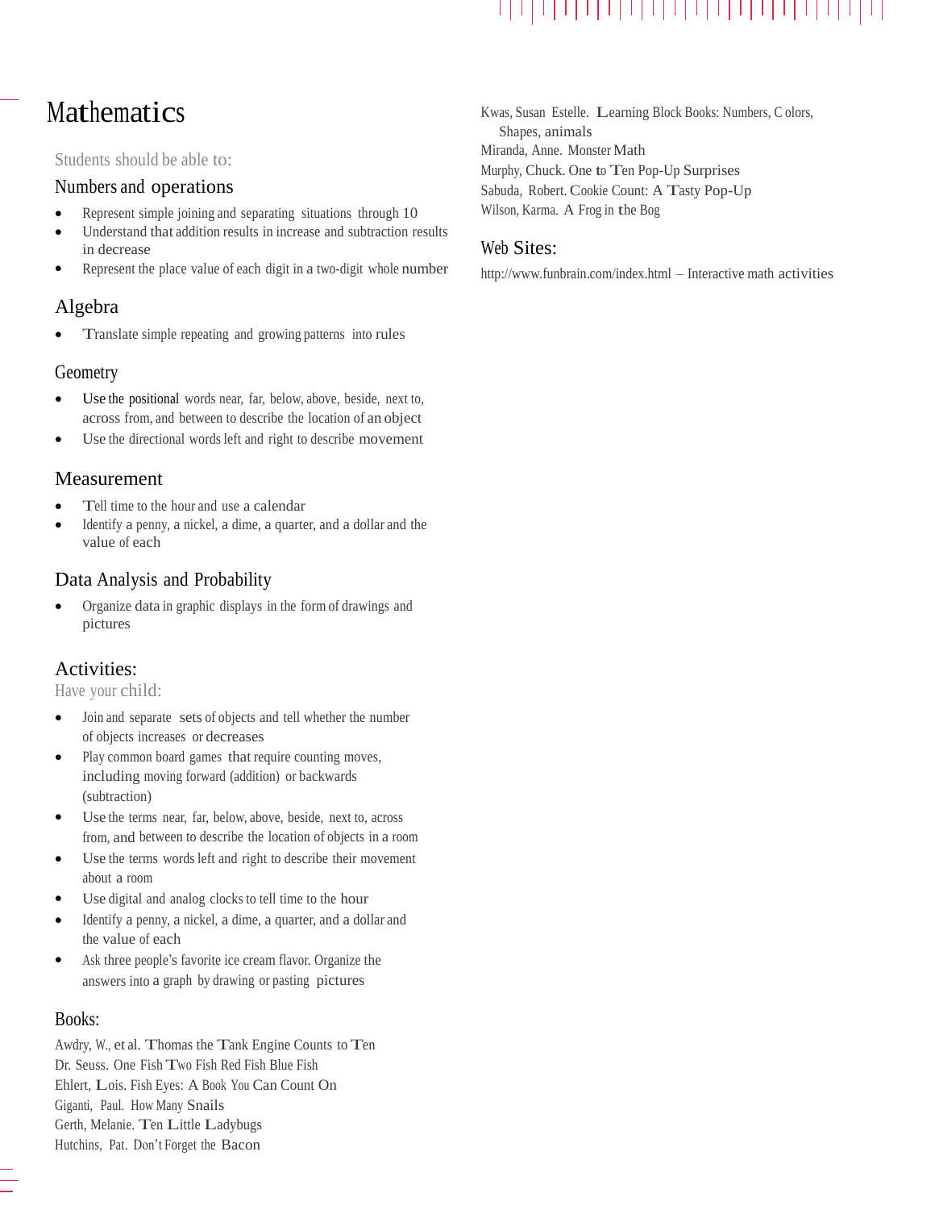# Mathematics

Students should be able to:

## Numbers and operations

- Represent simple joining and separating situations through 10
- Understand that addition results in increase and subtraction results in decrease
- Represent the place value of each digit in a two-digit whole number

## Algebra

- Translate simple repeating and growing patterns into rules

## Geometry

- Use the positional words near, far, below, above, beside, next to, across from, and between to describe the location of an object
- Use the directional words left and right to describe movement

## Measurement

- Tell time to the hour and use a calendar
- Identify a penny, a nickel, a dime, a quarter, and a dollar and the value of each

## Data Analysis and Probability

- Organize data in graphic displays in the form of drawings and pictures

## Activities:

Have your child:

- Join and separate sets of objects and tell whether the number of objects increases or decreases
- Play common board games that require counting moves, including moving forward (addition) or backwards (subtraction)
- Use the terms near, far, below, above, beside, next to, across from, and between to describe the location of objects in a room
- Use the terms words left and right to describe their movement about a room
- Use digital and analog clocks to tell time to the hour
- Identify a penny, a nickel, a dime, a quarter, and a dollar and the value of each
- Ask three people's favorite ice cream flavor. Organize the answers into a graph by drawing or pasting pictures

## Books:

Awdry, W., et al. Thomas the Tank Engine Counts to Ten
Dr. Seuss. One Fish Two Fish Red Fish Blue Fish
Ehlert, Lois. Fish Eyes: A Book You Can Count On
Giganti, Paul. How Many Snails
Gerth, Melanie. Ten Little Ladybugs
Hutchins, Pat. Don't Forget the Bacon
Kwas, Susan Estelle. Learning Block Books: Numbers, Colors, Shapes, animals
Miranda, Anne. Monster Math
Murphy, Chuck. One to Ten Pop-Up Surprises
Sabuda, Robert. Cookie Count: A Tasty Pop-Up
Wilson, Karma. A Frog in the Bog

## Web Sites:

http://www.funbrain.com/index.html – Interactive math activities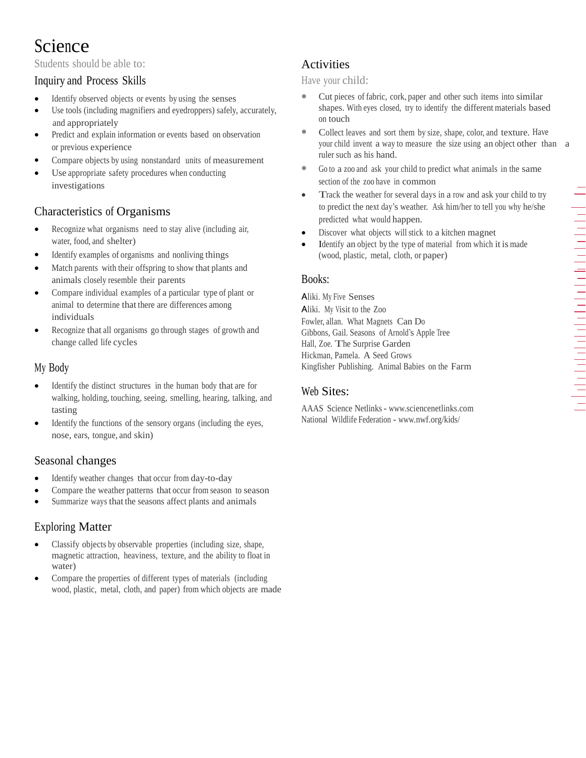# Science

Students should be able to:

## Inquiry and Process Skills

- Identify observed objects or events by using the senses
- Use tools (including magnifiers and eyedroppers) safely, accurately, and appropriately
- Predict and explain information or events based on observation or previous experience
- Compare objects by using nonstandard units of measurement
- Use appropriate safety procedures when conducting investigations

## Characteristics of Organisms

- Recognize what organisms need to stay alive (including air, water, food, and shelter)
- Identify examples of organisms and nonliving things
- Match parents with their offspring to show that plants and animals closely resemble their parents
- Compare individual examples of a particular type of plant or animal to determine that there are differences among individuals
- Recognize that all organisms go through stages of growth and change called life cycles

## My Body

- Identify the distinct structures in the human body that are for walking, holding, touching, seeing, smelling, hearing, talking, and tasting
- Identify the functions of the sensory organs (including the eyes, nose, ears, tongue, and skin)

## Seasonal changes

- Identify weather changes that occur from day-to-day
- Compare the weather patterns that occur from season to season
- Summarize ways that the seasons affect plants and animals

## Exploring Matter

- Classify objects by observable properties (including size, shape, magnetic attraction, heaviness, texture, and the ability to float in water)
- Compare the properties of different types of materials (including wood, plastic, metal, cloth, and paper) from which objects are made

## Activities

Have your child:

- Cut pieces of fabric, cork, paper and other such items into similar shapes. With eyes closed, try to identify the different materials based on touch
- Collect leaves and sort them by size, shape, color, and texture. Have your child invent a way to measure the size using an object other than a ruler such as his hand.
- Go to a zoo and ask your child to predict what animals in the same section of the zoo have in common
- Track the weather for several days in a row and ask your child to try to predict the next day's weather. Ask him/her to tell you why he/she predicted what would happen.
- Discover what objects will stick to a kitchen magnet
- Identify an object by the type of material from which it is made (wood, plastic, metal, cloth, or paper)

## Books:

Aliki. My Five Senses
Aliki. My Visit to the Zoo
Fowler, allan. What Magnets Can Do
Gibbons, Gail. Seasons of Arnold's Apple Tree
Hall, Zoe. The Surprise Garden
Hickman, Pamela. A Seed Grows
Kingfisher Publishing. Animal Babies on the Farm

## Web Sites:

AAAS Science Netlinks - www.sciencenetlinks.com
National Wildlife Federation - www.nwf.org/kids/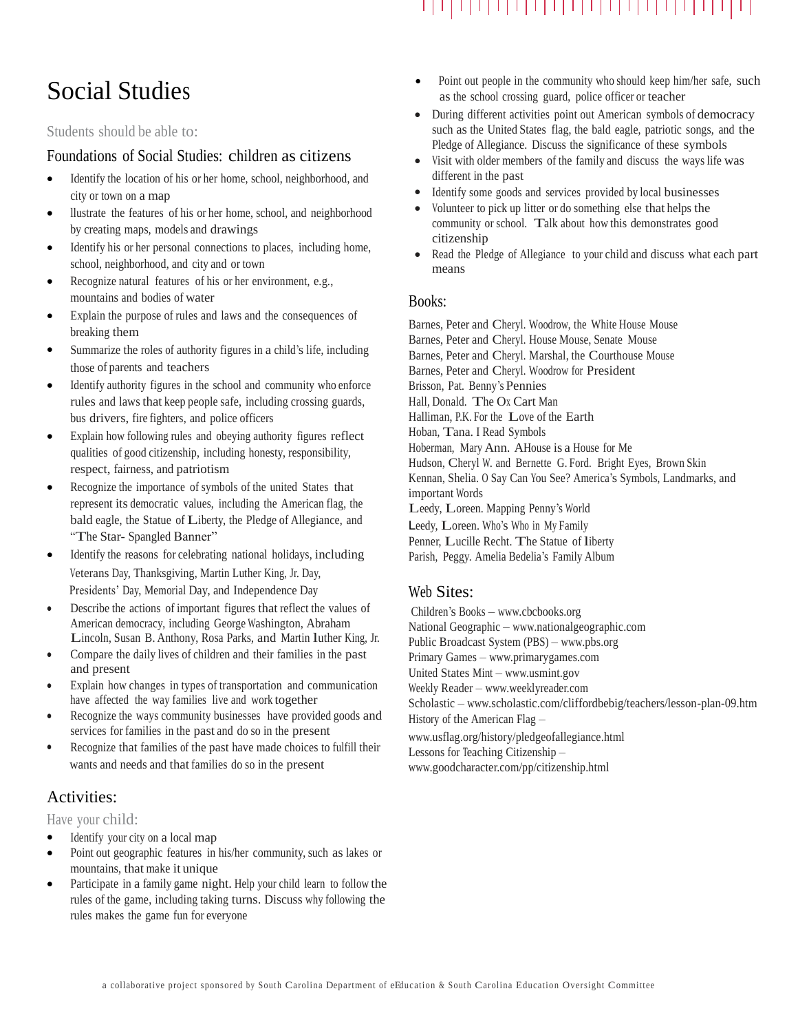# Social Studies

Students should be able to:

## Foundations of Social Studies: children as citizens

- Identify the location of his or her home, school, neighborhood, and city or town on a map
- llustrate the features of his or her home, school, and neighborhood by creating maps, models and drawings
- Identify his or her personal connections to places, including home, school, neighborhood, and city and or town
- Recognize natural features of his or her environment, e.g., mountains and bodies of water
- Explain the purpose of rules and laws and the consequences of breaking them
- Summarize the roles of authority figures in a child's life, including those of parents and teachers
- Identify authority figures in the school and community who enforce rules and laws that keep people safe, including crossing guards, bus drivers, fire fighters, and police officers
- Explain how following rules and obeying authority figures reflect qualities of good citizenship, including honesty, responsibility, respect, fairness, and patriotism
- Recognize the importance of symbols of the united States that represent its democratic values, including the American flag, the bald eagle, the Statue of Liberty, the Pledge of Allegiance, and "The Star- Spangled Banner"
- Identify the reasons for celebrating national holidays, including Veterans Day, Thanksgiving, Martin Luther King, Jr. Day, Presidents' Day, Memorial Day, and Independence Day
- Describe the actions of important figures that reflect the values of American democracy, including George Washington, Abraham Lincoln, Susan B. Anthony, Rosa Parks, and Martin luther King, Jr.
- Compare the daily lives of children and their families in the past and present
- Explain how changes in types of transportation and communication have affected the way families live and work together
- Recognize the ways community businesses have provided goods and services for families in the past and do so in the present
- Recognize that families of the past have made choices to fulfill their wants and needs and that families do so in the present

## Activities:

Have your child:

- Identify your city on a local map
- Point out geographic features in his/her community, such as lakes or mountains, that make it unique
- Participate in a family game night. Help your child learn to follow the rules of the game, including taking turns. Discuss why following the rules makes the game fun for everyone
- Point out people in the community who should keep him/her safe, such as the school crossing guard, police officer or teacher
- During different activities point out American symbols of democracy such as the United States flag, the bald eagle, patriotic songs, and the Pledge of Allegiance. Discuss the significance of these symbols
- Visit with older members of the family and discuss the ways life was different in the past
- Identify some goods and services provided by local businesses
- Volunteer to pick up litter or do something else that helps the community or school. Talk about how this demonstrates good citizenship
- Read the Pledge of Allegiance to your child and discuss what each part means

## Books:

Barnes, Peter and Cheryl. Woodrow, the White House Mouse
Barnes, Peter and Cheryl. House Mouse, Senate Mouse
Barnes, Peter and Cheryl. Marshal, the Courthouse Mouse
Barnes, Peter and Cheryl. Woodrow for President
Brisson, Pat. Benny's Pennies
Hall, Donald. The Ox Cart Man
Halliman, P.K. For the Love of the Earth
Hoban, Tana. I Read Symbols
Hoberman, Mary Ann. A House is a House for Me
Hudson, Cheryl W. and Bernette G. Ford. Bright Eyes, Brown Skin
Kennan, Shelia. O Say Can You See? America's Symbols, Landmarks, and important Words
Leedy, Loreen. Mapping Penny's World
Leedy, Loreen. Who's Who in My Family
Penner, Lucille Recht. The Statue of liberty
Parish, Peggy. Amelia Bedelia's Family Album

## Web Sites:

Children's Books – www.cbcbooks.org
National Geographic – www.nationalgeographic.com
Public Broadcast System (PBS) – www.pbs.org
Primary Games – www.primarygames.com
United States Mint – www.usmint.gov
Weekly Reader – www.weeklyreader.com
Scholastic – www.scholastic.com/cliffordbebig/teachers/lesson-plan-09.htm
History of the American Flag – www.usflag.org/history/pledgeofallegiance.html
Lessons for Teaching Citizenship – www.goodcharacter.com/pp/citizenship.html